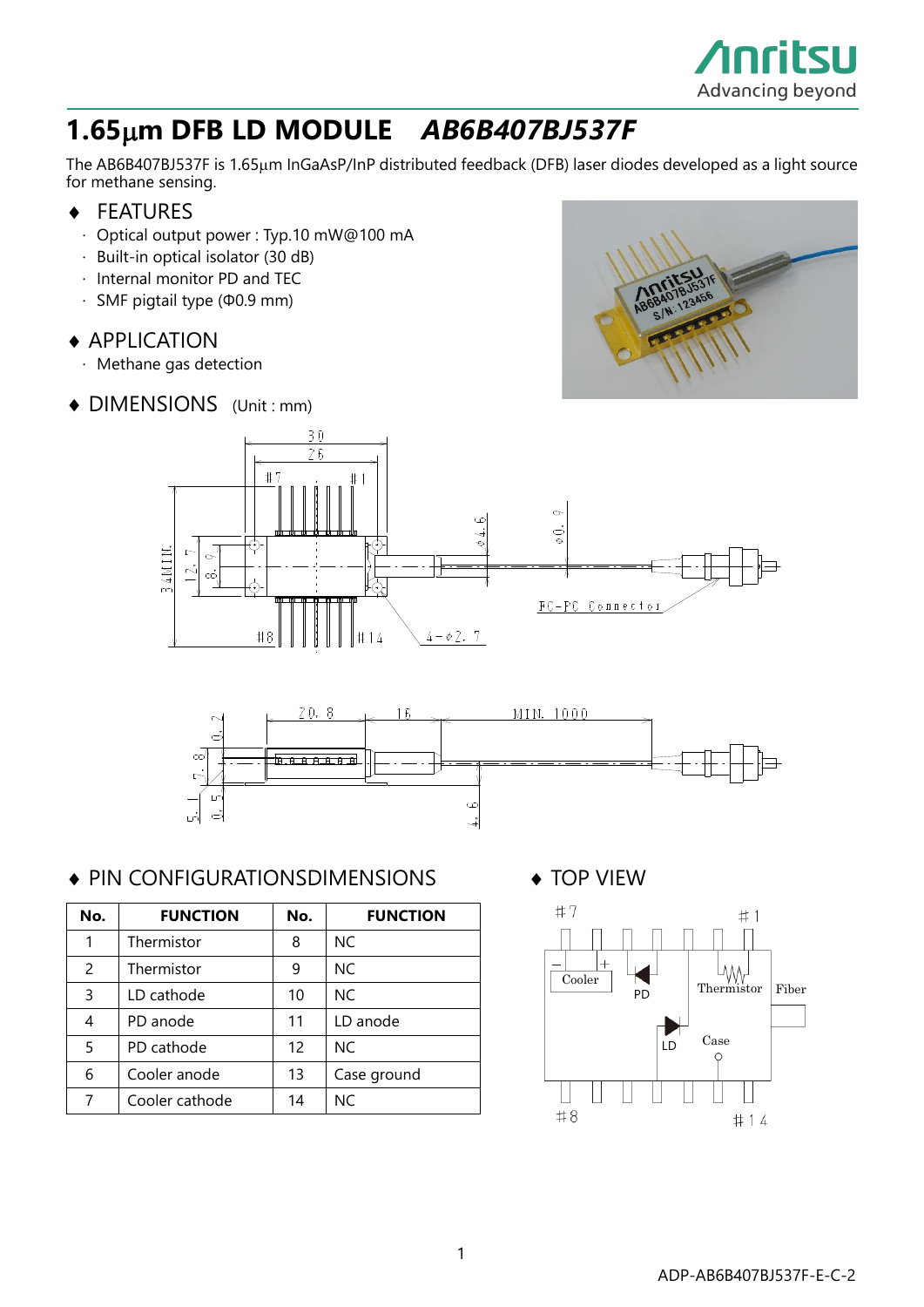# 1.65μm DFB LD MODULE *AB6B407BJ537F*

The AB6B407BJ537F is 1.65μm InGaAsP/InP distributed feedback (DFB) laser diodes developed as a light source for methane sensing.

## ♦ FEATURES

- Optical output power : Typ.10 mW@100 mA
- Built-in optical isolator (30 dB)
- Internal monitor PD and TEC
- SMF pigtail type (Φ0.9 mm)

## ♦ APPLICATION

- Methane gas detection

## ♦ DIMENSIONS (Unit : mm)

## ♦ PIN CONFIGURATIONSDIMENSIONS

| No. | FUNCTION | No. | FUNCTION |
|---|---|---|---|
| 1 | Thermistor | 8 | NC |
| 2 | Thermistor | 9 | NC |
| 3 | LD cathode | 10 | NC |
| 4 | PD anode | 11 | LD anode |
| 5 | PD cathode | 12 | NC |
| 6 | Cooler anode | 13 | Case ground |
| 7 | Cooler cathode | 14 | NC |

## ♦ TOP VIEW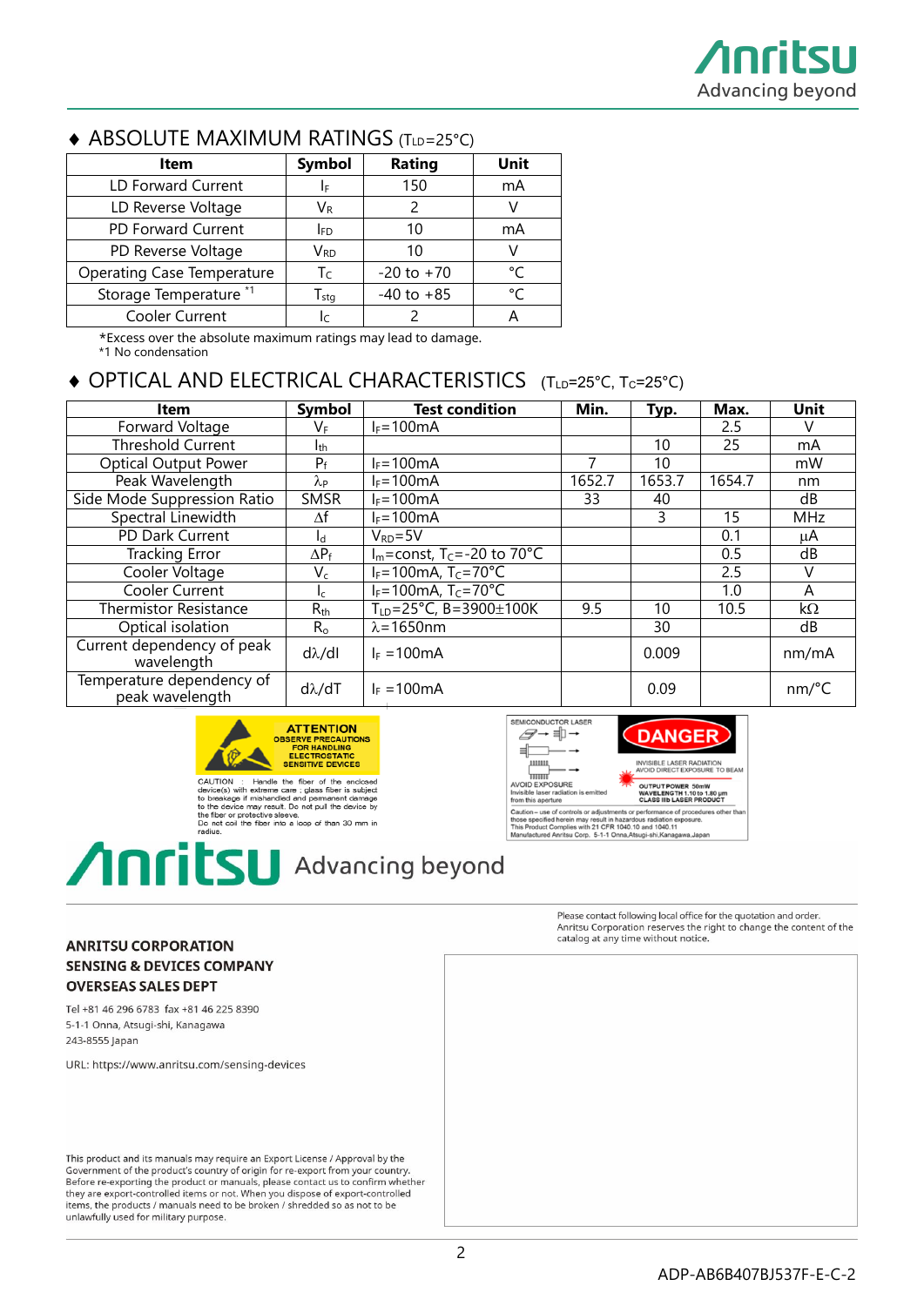## ♦ ABSOLUTE MAXIMUM RATINGS ($T_{LD}$=25°C)

| Item | Symbol | Rating | Unit |
|---|---|---|---|
| LD Forward Current | $I_F$ | 150 | mA |
| LD Reverse Voltage | $V_R$ | 2 | V |
| PD Forward Current | $I_{FD}$ | 10 | mA |
| PD Reverse Voltage | $V_{RD}$ | 10 | V |
| Operating Case Temperature | $T_C$ | -20 to +70 | °C |
| Storage Temperature *1 | $T_{stg}$ | -40 to +85 | °C |
| Cooler Current | $I_C$ | 2 | A |

*Excess over the absolute maximum ratings may lead to damage.
*1 No condensation

## ♦ OPTICAL AND ELECTRICAL CHARACTERISTICS ($T_{LD}$=25°C, $T_C$=25°C)

| Item | Symbol | Test condition | Min. | Typ. | Max. | Unit |
|---|---|---|---|---|---|---|
| Forward Voltage | $V_F$ | $I_F$=100mA | | | 2.5 | V |
| Threshold Current | $I_{th}$ | | | 10 | 25 | mA |
| Optical Output Power | $P_f$ | $I_F$=100mA | 7 | 10 | | mW |
| Peak Wavelength | $\lambda_P$ | $I_F$=100mA | 1652.7 | 1653.7 | 1654.7 | nm |
| Side Mode Suppression Ratio | SMSR | $I_F$=100mA | 33 | 40 | | dB |
| Spectral Linewidth | $\Delta f$ | $I_F$=100mA | | 3 | 15 | MHz |
| PD Dark Current | $I_d$ | $V_{RD}$=5V | | | 0.1 | μA |
| Tracking Error | $\Delta P_f$ | $I_m$=const, $T_C$=-20 to 70°C | | | 0.5 | dB |
| Cooler Voltage | $V_c$ | $I_F$=100mA, $T_C$=70°C | | | 2.5 | V |
| Cooler Current | $I_c$ | $I_F$=100mA, $T_C$=70°C | | | 1.0 | A |
| Thermistor Resistance | $R_{th}$ | $T_{LD}$=25°C, B=3900±100K | 9.5 | 10 | 10.5 | kΩ |
| Optical isolation | $R_o$ | $\lambda$=1650nm | | 30 | | dB |
| Current dependency of peak wavelength | $d\lambda/dI$ | $I_F$ =100mA | | 0.009 | | nm/mA |
| Temperature dependency of peak wavelength | $d\lambda/dT$ | $I_F$ =100mA | | 0.09 | | nm/°C |

ATTENTION
OBSERVE PRECAUTIONS FOR HANDLING ELECTROSTATIC SENSITIVE DEVICES

CAUTION : Handle the fiber of the enclosed device(s) with extreme care ; glass fiber is subject to breakage if mishandled and permanent damage to the device may result. Do not pull the device by the fiber or protective sleeve.
Do not coil the fiber into a loop of than 30 mm in radius.

SEMICONDUCTOR LASER

DANGER

INVISIBLE LASER RADIATION
AVOID DIRECT EXPOSURE TO BEAM

AVOID EXPOSURE
Invisible laser radiation is emitted from this aperture

OUTPUT POWER 50mW
WAVELENGTH 1.10 to 1.80 μm
CLASS IIIb LASER PRODUCT

Caution – use of controls or adjustments or performance of procedures other than those specified herein may result in hazardous radiation exposure.
This Product Complies with 21 CFR 1040.10 and 1040.11
Manufactured Anritsu Corp. 5-1-1 Onna,Atsugi-shi,Kanagawa,Japan

Anritsu Advancing beyond

Please contact following local office for the quotation and order.
Anritsu Corporation reserves the right to change the content of the catalog at any time without notice.

**ANRITSU CORPORATION**
**SENSING & DEVICES COMPANY**
**OVERSEAS SALES DEPT**

Tel +81 46 296 6783 fax +81 46 225 8390
5-1-1 Onna, Atsugi-shi, Kanagawa
243-8555 Japan

URL: https://www.anritsu.com/sensing-devices

This product and its manuals may require an Export License / Approval by the Government of the product's country of origin for re-export from your country. Before re-exporting the product or manuals, please contact us to confirm whether they are export-controlled items or not. When you dispose of export-controlled items, the products / manuals need to be broken / shredded so as not to be unlawfully used for military purpose.

ADP-AB6B407BJ537F-E-C-2